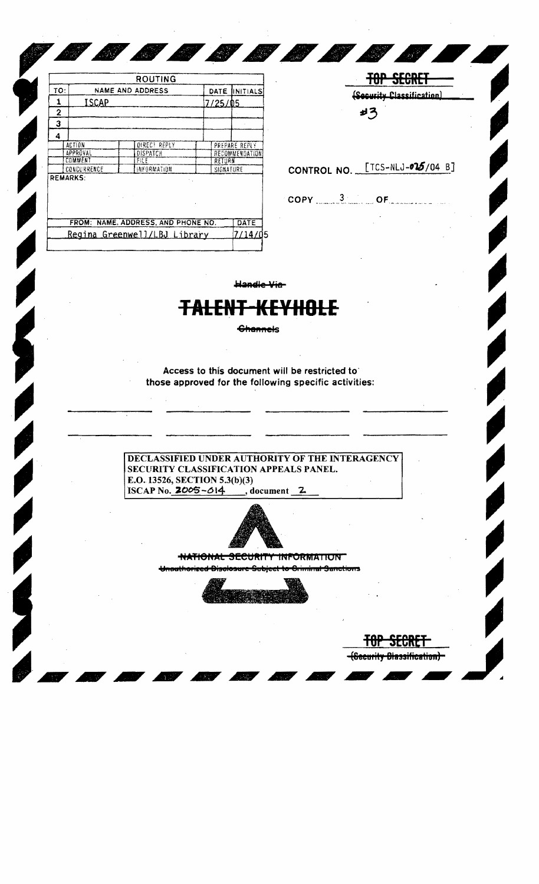| ROUTING | | | |
|---|---|---|---|
| TO: | NAME AND ADDRESS | DATE | INITIALS |
| 1 | ISCAP | 7/25/05 | |
| 2 | | | |
| 3 | | | |
| 4 | | | |

| | | |
|---|---|---|
| ACTION | DIRECT REPLY | PREPARE REPLY |
| APPROVAL | DISPATCH | RECOMMENDATION |
| COMMENT | FILE | RETURN |
| CONCURRENCE | INFORMATION | SIGNATURE |

REMARKS:

| FROM: NAME, ADDRESS, AND PHONE NO. | DATE |
|---|---|
| Regina Greenwell/LBJ Library | 7/14/05 |

~~TOP SECRET~~
~~(Security Classification)~~

#3

CONTROL NO. [TCS-NLJ-025/04 B]

COPY 3 OF

~~Handle Via~~

# ~~TALENT-KEYHOLE~~

~~Channels~~

Access to this document will be restricted to those approved for the following specific activities:

DECLASSIFIED UNDER AUTHORITY OF THE INTERAGENCY SECURITY CLASSIFICATION APPEALS PANEL.
E.O. 13526, SECTION 5.3(b)(3)
ISCAP No. 2005-014, document 2

~~NATIONAL SECURITY INFORMATION~~
~~Unauthorized Disclosure Subject to Criminal Sanctions~~

~~TOP SECRET~~
~~(Security Classification)~~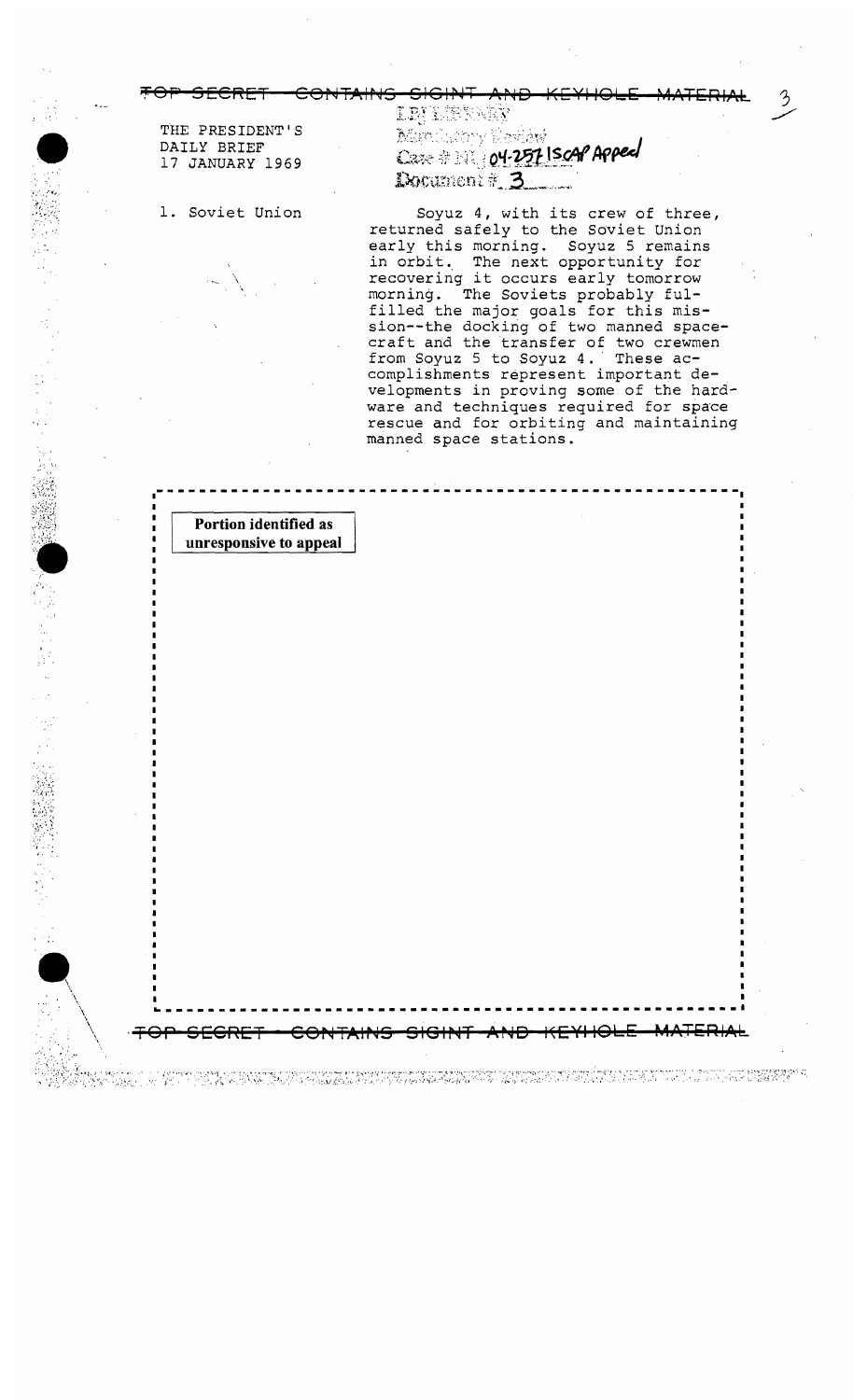TOP SECRET — CONTAINS SIGINT AND KEYHOLE MATERIAL

THE PRESIDENT'S DAILY BRIEF
17 JANUARY 1969

LBJ LIBRARY
Mandatory Review
Case # NLJ 04-257 ISCAP Appeal
Document # 3

1. Soviet Union

Soyuz 4, with its crew of three, returned safely to the Soviet Union early this morning. Soyuz 5 remains in orbit. The next opportunity for recovering it occurs early tomorrow morning. The Soviets probably fulfilled the major goals for this mission--the docking of two manned spacecraft and the transfer of two crewmen from Soyuz 5 to Soyuz 4. These accomplishments represent important developments in proving some of the hardware and techniques required for space rescue and for orbiting and maintaining manned space stations.

**Portion identified as unresponsive to appeal**

TOP SECRET — CONTAINS SIGINT AND KEYHOLE MATERIAL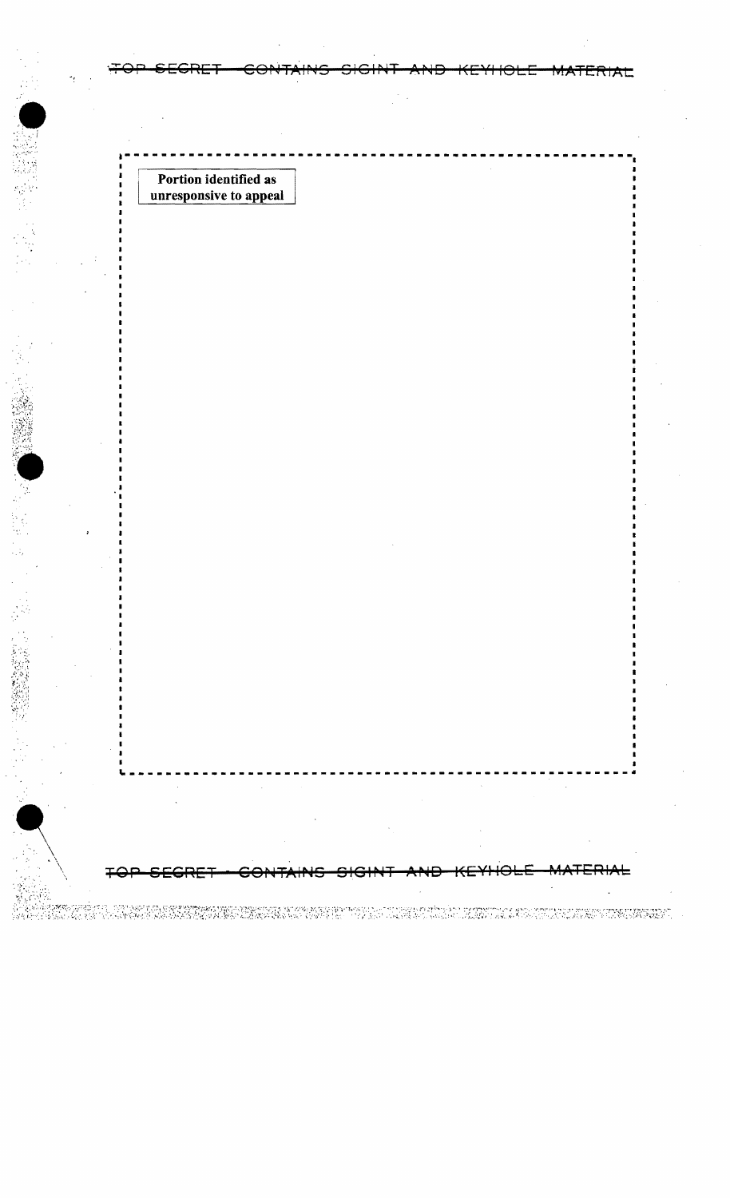Portion identified as unresponsive to appeal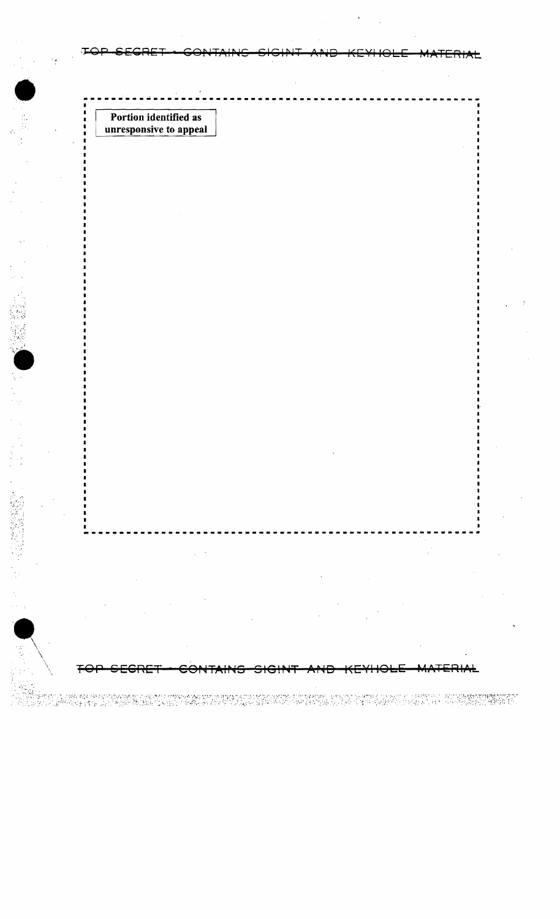Portion identified as unresponsive to appeal